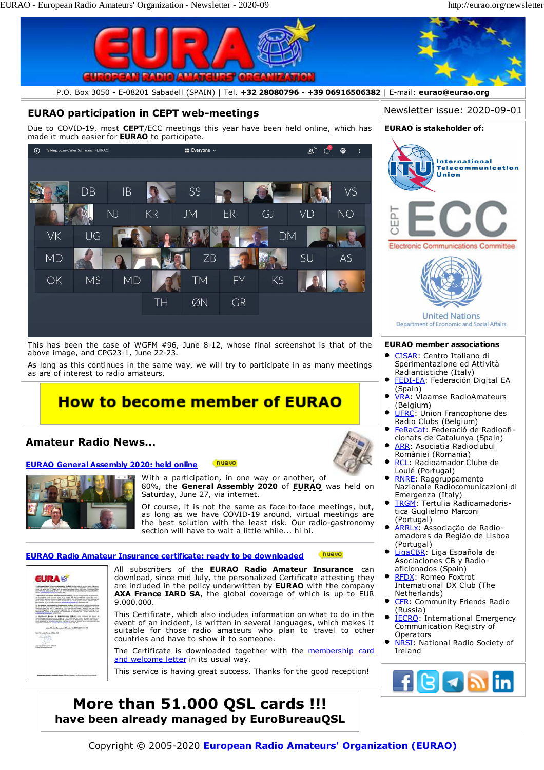# EURAO - European Radio Amateurs' Organization

P.O. Box 3050 - E-08201 Sabadell (SPAIN) | Tel. **+32 28080796** - **+39 06916506382** | E-mail: **eurao@eurao.org**

## EURAO participation in CEPT web-meetings

Due to COVID-19, most **CEPT**/ECC meetings this year have been held online, which has made it much easier for **EURAO** to participate.

This has been the case of WGFM #96, June 8-12, whose final screenshot is that of the above image, and CPG23-1, June 22-23.

As long as this continues in the same way, we will try to participate in as many meetings as are of interest to radio amateurs.

## How to become member of EURAO

## Amateur Radio News...

### EURAO General Assembly 2020: held online

nuevo

With a participation, in one way or another, of 80%, the **General Assembly 2020** of **EURAO** was held on Saturday, June 27, via internet.

Of course, it is not the same as face-to-face meetings, but, as long as we have COVID-19 around, virtual meetings are the best solution with the least risk. Our radio-gastronomy section will have to wait a little while... hi hi.

### EURAO Radio Amateur Insurance certificate: ready to be downloaded

nuevo

All subscribers of the **EURAO Radio Amateur Insurance** can download, since mid July, the personalized Certificate attesting they are included in the policy underwritten by **EURAO** with the company **AXA France IARD SA**, the global coverage of which is up to EUR 9.000.000.

This Certificate, which also includes information on what to do in the event of an incident, is written in several languages, which makes it suitable for those radio amateurs who plan to travel to other countries and have to show it to someone.

The Certificate is downloaded together with the membership card and welcome letter in its usual way.

This service is having great success. Thanks for the good reception!

## More than 51.000 QSL cards !!!
**have been already managed by EuroBureauQSL**

---

Newsletter issue: 2020-09-01

**EURAO is stakeholder of:**

- International Telecommunication Union
- CEPT ECC Electronic Communications Committee
- United Nations Department of Economic and Social Affairs

**EURAO member associations**

- CISAR: Centro Italiano di Sperimentazione ed Attività Radiantistiche (Italy)
- FEDI-EA: Federación Digital EA (Spain)
- VRA: Vlaamse RadioAmateurs (Belgium)
- UFRC: Union Francophone des Radio Clubs (Belgium)
- FeRaCat: Federació de Radioaficionats de Catalunya (Spain)
- ARR: Asociatia Radioclubul României (Romania)
- RCL: Radioamador Clube de Loulé (Portugal)
- RNRE: Raggruppamento Nazionale Radiocomunicazioni di Emergenza (Italy)
- TRGM: Tertulia Radioamadorística Guglielmo Marconi (Portugal)
- ARRLx: Associação de Radioamadores da Região de Lisboa (Portugal)
- LigaCBR: Liga Española de Asociaciones CB y Radioaficionados (Spain)
- RFDX: Romeo Foxtrot International DX Club (The Netherlands)
- CFR: Community Friends Radio (Russia)
- IECRO: International Emergency Communication Registry of Operators
- NRSI: National Radio Society of Ireland

Copyright © 2005-2020 **European Radio Amateurs' Organization (EURAO)**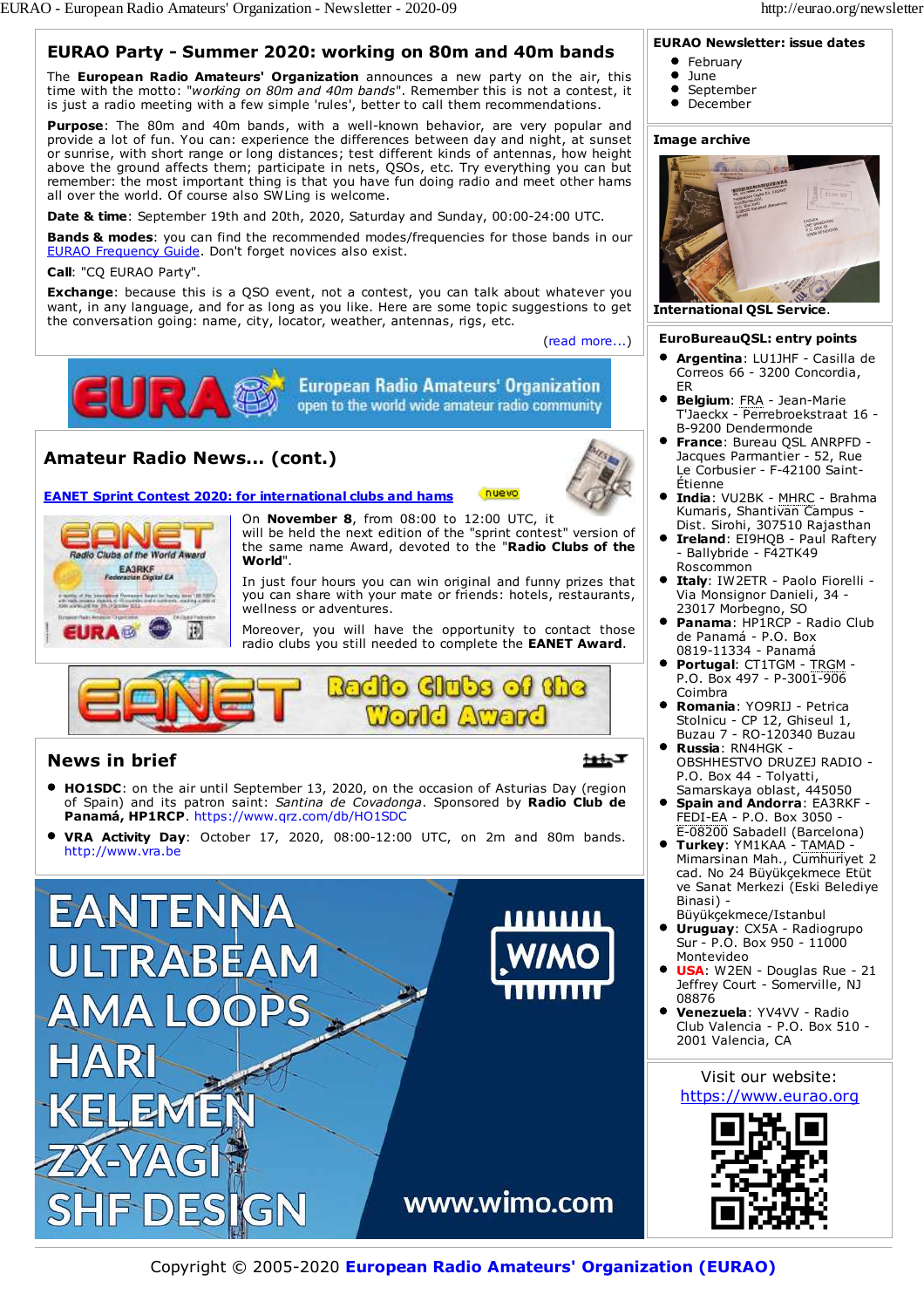## EURAO Party - Summer 2020: working on 80m and 40m bands

The **European Radio Amateurs' Organization** announces a new party on the air, this time with the motto: "*working on 80m and 40m bands*". Remember this is not a contest, it is just a radio meeting with a few simple 'rules', better to call them recommendations.

**Purpose**: The 80m and 40m bands, with a well-known behavior, are very popular and provide a lot of fun. You can: experience the differences between day and night, at sunset or sunrise, with short range or long distances; test different kinds of antennas, how height above the ground affects them; participate in nets, QSOs, etc. Try everything you can but remember: the most important thing is that you have fun doing radio and meet other hams all over the world. Of course also SWLing is welcome.

**Date & time**: September 19th and 20th, 2020, Saturday and Sunday, 00:00-24:00 UTC.

**Bands & modes**: you can find the recommended modes/frequencies for those bands in our EURAO Frequency Guide. Don't forget novices also exist.

**Call**: "CQ EURAO Party".

**Exchange**: because this is a QSO event, not a contest, you can talk about whatever you want, in any language, and for as long as you like. Here are some topic suggestions to get the conversation going: name, city, locator, weather, antennas, rigs, etc.

(read more...)

EURAO European Radio Amateurs' Organization open to the world wide amateur radio community

## Amateur Radio News... (cont.)

### EANET Sprint Contest 2020: for international clubs and hams

nuevo

On **November 8**, from 08:00 to 12:00 UTC, it will be held the next edition of the "sprint contest" version of the same name Award, devoted to the "**Radio Clubs of the World**".

In just four hours you can win original and funny prizes that you can share with your mate or friends: hotels, restaurants, wellness or adventures.

Moreover, you will have the opportunity to contact those radio clubs you still needed to complete the **EANET Award**.

EANET Radio Clubs of the World Award

## News in brief

- **HO1SDC**: on the air until September 13, 2020, on the occasion of Asturias Day (region of Spain) and its patron saint: *Santina de Covadonga*. Sponsored by **Radio Club de Panamá, HP1RCP**. https://www.qrz.com/db/HO1SDC
- **VRA Activity Day**: October 17, 2020, 08:00-12:00 UTC, on 2m and 80m bands. http://www.vra.be

EANTENNA ULTRABEAM AMA LOOPS HARI KELEMEN ZX-YAGI SHF DESIGN WIMO www.wimo.com

### EURAO Newsletter: issue dates

- February
- June
- September
- December

### Image archive

International QSL Service.

### EuroBureauQSL: entry points

- **Argentina**: LU1JHF - Casilla de Correos 66 - 3200 Concordia, ER
- **Belgium**: FRA - Jean-Marie T'Jaeckx - Perrebroekstraat 16 - B-9200 Dendermonde
- **France**: Bureau QSL ANRPFD - Jacques Parmantier - 52, Rue Le Corbusier - F-42100 Saint-Étienne
- **India**: VU2BK - MHRC - Brahma Kumaris, Shantivan Campus - Dist. Sirohi, 307510 Rajasthan
- **Ireland**: EI9HQB - Paul Raftery - Ballybride - F42TK49 Roscommon
- **Italy**: IW2ETR - Paolo Fiorelli - Via Monsignor Danieli, 34 - 23017 Morbegno, SO
- **Panama**: HP1RCP - Radio Club de Panamá - P.O. Box 0819-11334 - Panamá
- **Portugal**: CT1TGM - TRGM - P.O. Box 497 - P-3001-906 Coimbra
- **Romania**: YO9RIJ - Petrica Stolnicu - CP 12, Ghiseul 1, Buzau 7 - RO-120340 Buzau
- **Russia**: RN4HGK - OBSHHESTVO DRUZEJ RADIO - P.O. Box 44 - Tolyatti, Samarskaya oblast, 445050
- **Spain and Andorra**: EA3RKF - FEDI-EA - P.O. Box 3050 - E-08200 Sabadell (Barcelona)
- **Turkey**: YM1KAA - TAMAD - Mimarsinan Mah., Cumhuriyet 2 cad. No 24 Büyükçekmece Etüt ve Sanat Merkezi (Eski Belediye Binasi) - Büyükçekmece/Istanbul
- **Uruguay**: CX5A - Radiogrupo Sur - P.O. Box 950 - 11000 Montevideo
- **USA**: W2EN - Douglas Rue - 21 Jeffrey Court - Somerville, NJ 08876
- **Venezuela**: YV4VV - Radio Club Valencia - P.O. Box 510 - 2001 Valencia, CA

Visit our website:
https://www.eurao.org

Copyright © 2005-2020 **European Radio Amateurs' Organization (EURAO)**